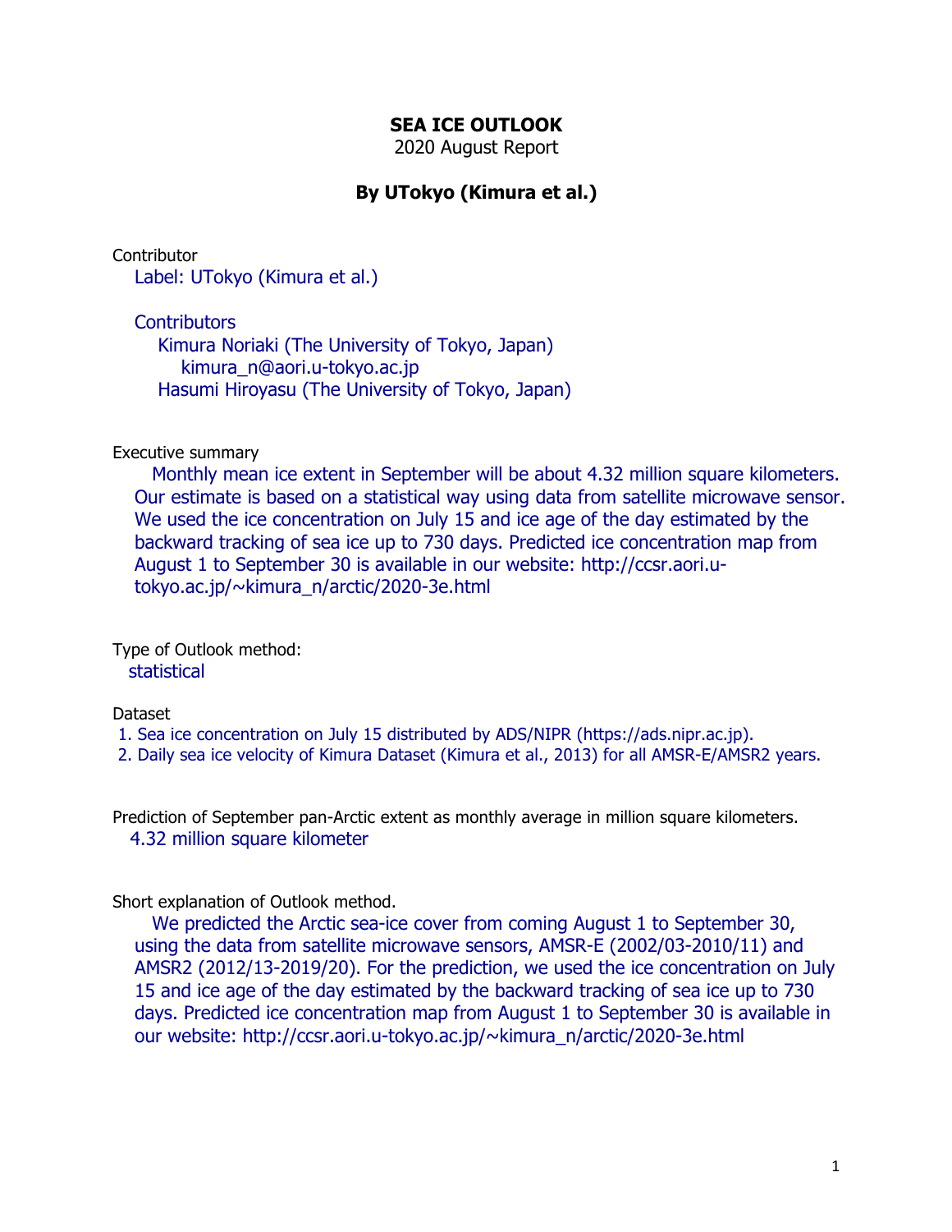# SEA ICE OUTLOOK

2020 August Report

## By UTokyo (Kimura et al.)

Contributor

Label: UTokyo (Kimura et al.)

Contributors

Kimura Noriaki (The University of Tokyo, Japan)
kimura_n@aori.u-tokyo.ac.jp
Hasumi Hiroyasu (The University of Tokyo, Japan)

Executive summary

Monthly mean ice extent in September will be about 4.32 million square kilometers. Our estimate is based on a statistical way using data from satellite microwave sensor. We used the ice concentration on July 15 and ice age of the day estimated by the backward tracking of sea ice up to 730 days. Predicted ice concentration map from August 1 to September 30 is available in our website: http://ccsr.aori.u-tokyo.ac.jp/~kimura_n/arctic/2020-3e.html

Type of Outlook method:

statistical

Dataset

1. Sea ice concentration on July 15 distributed by ADS/NIPR (https://ads.nipr.ac.jp).
2. Daily sea ice velocity of Kimura Dataset (Kimura et al., 2013) for all AMSR-E/AMSR2 years.

Prediction of September pan-Arctic extent as monthly average in million square kilometers.

4.32 million square kilometer

Short explanation of Outlook method.

We predicted the Arctic sea-ice cover from coming August 1 to September 30, using the data from satellite microwave sensors, AMSR-E (2002/03-2010/11) and AMSR2 (2012/13-2019/20). For the prediction, we used the ice concentration on July 15 and ice age of the day estimated by the backward tracking of sea ice up to 730 days. Predicted ice concentration map from August 1 to September 30 is available in our website: http://ccsr.aori.u-tokyo.ac.jp/~kimura_n/arctic/2020-3e.html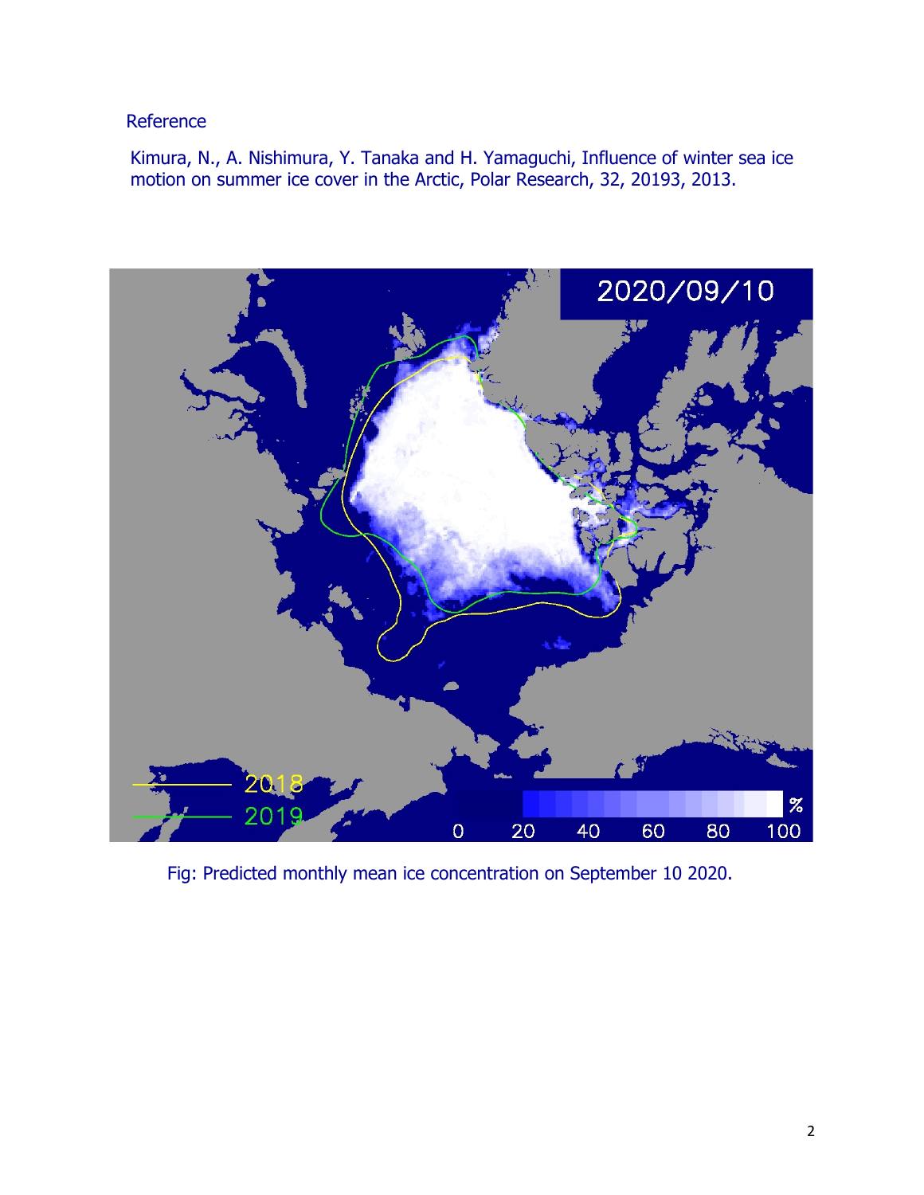## Reference

Kimura, N., A. Nishimura, Y. Tanaka and H. Yamaguchi, Influence of winter sea ice motion on summer ice cover in the Arctic, Polar Research, 32, 20193, 2013.

2020/09/10

2018
2019

0 20 40 60 80 100 %

Fig: Predicted monthly mean ice concentration on September 10 2020.